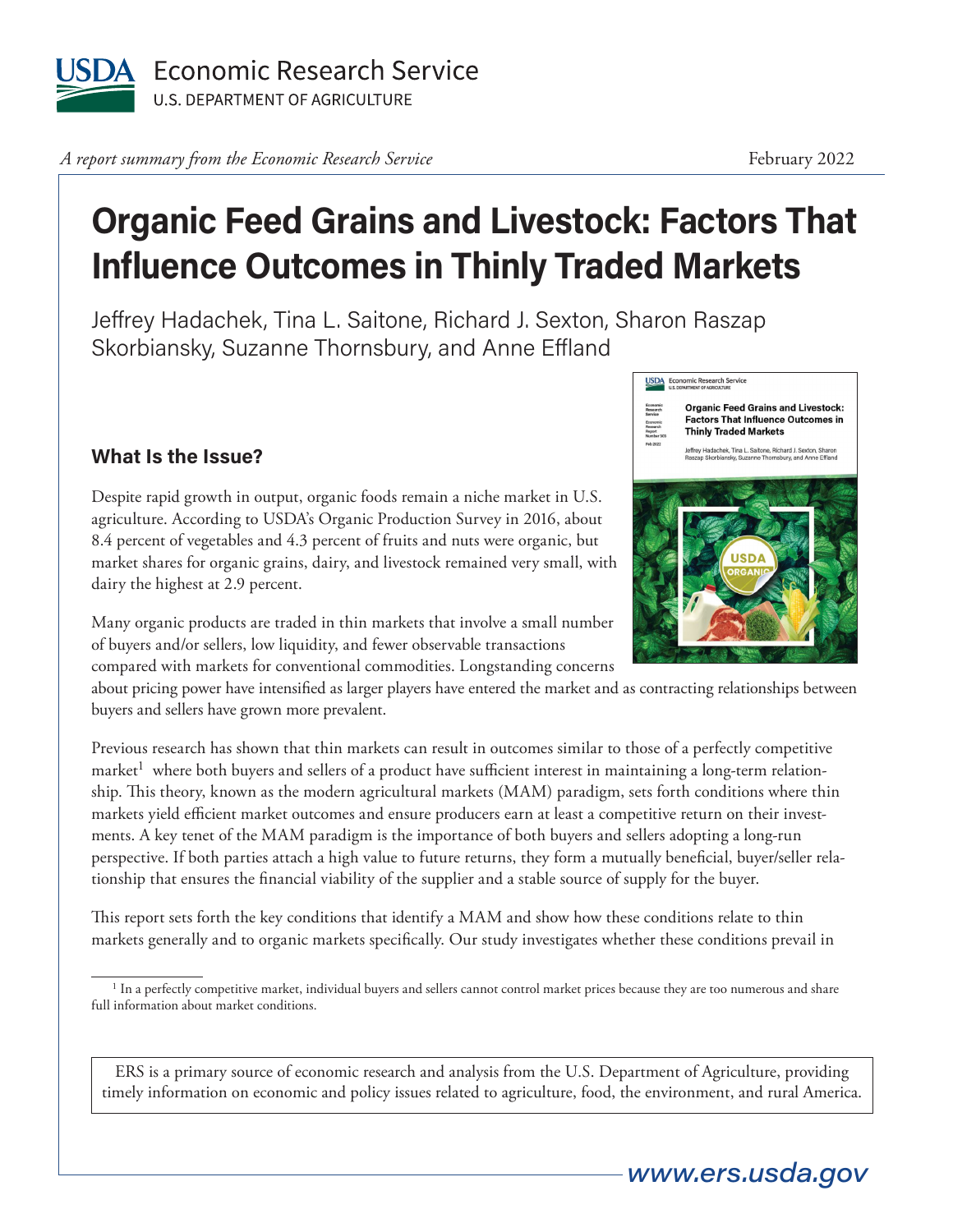USDA Economic Research Service
U.S. DEPARTMENT OF AGRICULTURE

*A report summary from the Economic Research Service*

February 2022

# Organic Feed Grains and Livestock: Factors That Influence Outcomes in Thinly Traded Markets

Jeffrey Hadachek, Tina L. Saitone, Richard J. Sexton, Sharon Raszap Skorbiansky, Suzanne Thornsbury, and Anne Effland

## What Is the Issue?

Despite rapid growth in output, organic foods remain a niche market in U.S. agriculture. According to USDA's Organic Production Survey in 2016, about 8.4 percent of vegetables and 4.3 percent of fruits and nuts were organic, but market shares for organic grains, dairy, and livestock remained very small, with dairy the highest at 2.9 percent.

Many organic products are traded in thin markets that involve a small number of buyers and/or sellers, low liquidity, and fewer observable transactions compared with markets for conventional commodities. Longstanding concerns about pricing power have intensified as larger players have entered the market and as contracting relationships between buyers and sellers have grown more prevalent.

Previous research has shown that thin markets can result in outcomes similar to those of a perfectly competitive market[1] where both buyers and sellers of a product have sufficient interest in maintaining a long-term relationship. This theory, known as the modern agricultural markets (MAM) paradigm, sets forth conditions where thin markets yield efficient market outcomes and ensure producers earn at least a competitive return on their investments. A key tenet of the MAM paradigm is the importance of both buyers and sellers adopting a long-run perspective. If both parties attach a high value to future returns, they form a mutually beneficial, buyer/seller relationship that ensures the financial viability of the supplier and a stable source of supply for the buyer.

This report sets forth the key conditions that identify a MAM and show how these conditions relate to thin markets generally and to organic markets specifically. Our study investigates whether these conditions prevail in

[1] In a perfectly competitive market, individual buyers and sellers cannot control market prices because they are too numerous and share full information about market conditions.

ERS is a primary source of economic research and analysis from the U.S. Department of Agriculture, providing timely information on economic and policy issues related to agriculture, food, the environment, and rural America.

www.ers.usda.gov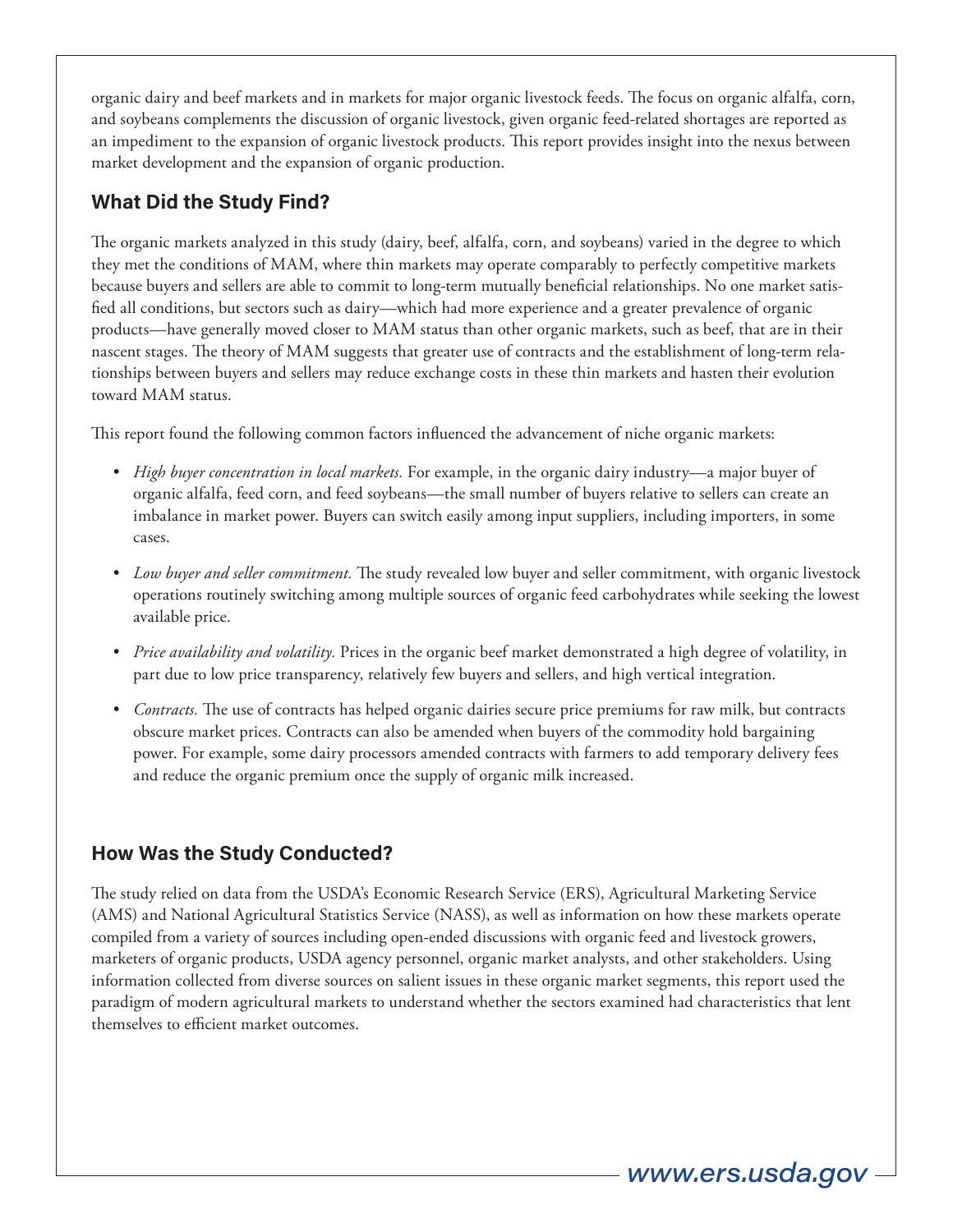organic dairy and beef markets and in markets for major organic livestock feeds. The focus on organic alfalfa, corn, and soybeans complements the discussion of organic livestock, given organic feed-related shortages are reported as an impediment to the expansion of organic livestock products. This report provides insight into the nexus between market development and the expansion of organic production.

## What Did the Study Find?

The organic markets analyzed in this study (dairy, beef, alfalfa, corn, and soybeans) varied in the degree to which they met the conditions of MAM, where thin markets may operate comparably to perfectly competitive markets because buyers and sellers are able to commit to long-term mutually beneficial relationships. No one market satisfied all conditions, but sectors such as dairy—which had more experience and a greater prevalence of organic products—have generally moved closer to MAM status than other organic markets, such as beef, that are in their nascent stages. The theory of MAM suggests that greater use of contracts and the establishment of long-term relationships between buyers and sellers may reduce exchange costs in these thin markets and hasten their evolution toward MAM status.

This report found the following common factors influenced the advancement of niche organic markets:

- *High buyer concentration in local markets.* For example, in the organic dairy industry—a major buyer of organic alfalfa, feed corn, and feed soybeans—the small number of buyers relative to sellers can create an imbalance in market power. Buyers can switch easily among input suppliers, including importers, in some cases.
- *Low buyer and seller commitment.* The study revealed low buyer and seller commitment, with organic livestock operations routinely switching among multiple sources of organic feed carbohydrates while seeking the lowest available price.
- *Price availability and volatility.* Prices in the organic beef market demonstrated a high degree of volatility, in part due to low price transparency, relatively few buyers and sellers, and high vertical integration.
- *Contracts.* The use of contracts has helped organic dairies secure price premiums for raw milk, but contracts obscure market prices. Contracts can also be amended when buyers of the commodity hold bargaining power. For example, some dairy processors amended contracts with farmers to add temporary delivery fees and reduce the organic premium once the supply of organic milk increased.

## How Was the Study Conducted?

The study relied on data from the USDA's Economic Research Service (ERS), Agricultural Marketing Service (AMS) and National Agricultural Statistics Service (NASS), as well as information on how these markets operate compiled from a variety of sources including open-ended discussions with organic feed and livestock growers, marketers of organic products, USDA agency personnel, organic market analysts, and other stakeholders. Using information collected from diverse sources on salient issues in these organic market segments, this report used the paradigm of modern agricultural markets to understand whether the sectors examined had characteristics that lent themselves to efficient market outcomes.